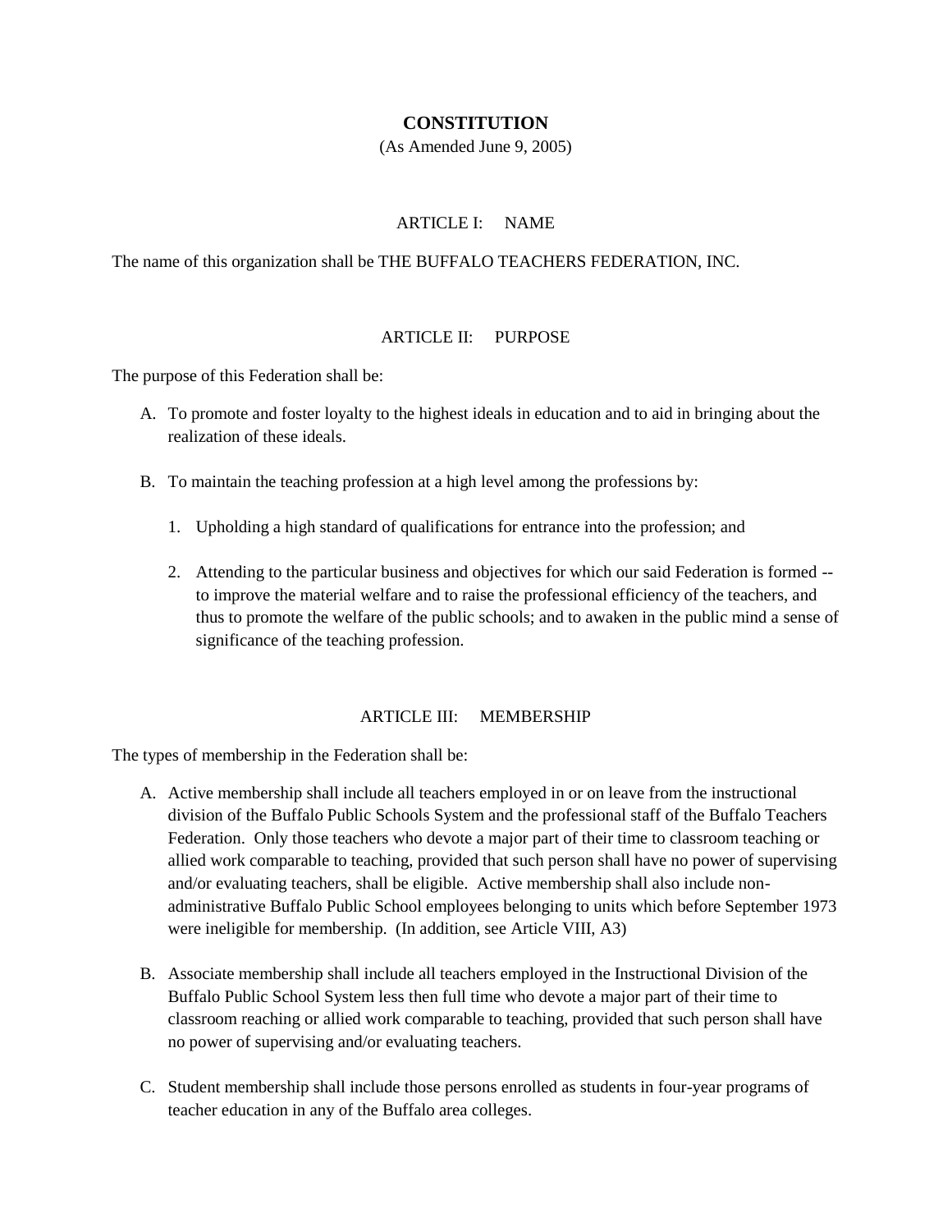# CONSTITUTION

(As Amended June 9, 2005)

## ARTICLE I: NAME

The name of this organization shall be THE BUFFALO TEACHERS FEDERATION, INC.

## ARTICLE II: PURPOSE

The purpose of this Federation shall be:

A. To promote and foster loyalty to the highest ideals in education and to aid in bringing about the realization of these ideals.

B. To maintain the teaching profession at a high level among the professions by:

   1. Upholding a high standard of qualifications for entrance into the profession; and

   2. Attending to the particular business and objectives for which our said Federation is formed -- to improve the material welfare and to raise the professional efficiency of the teachers, and thus to promote the welfare of the public schools; and to awaken in the public mind a sense of significance of the teaching profession.

## ARTICLE III: MEMBERSHIP

The types of membership in the Federation shall be:

A. Active membership shall include all teachers employed in or on leave from the instructional division of the Buffalo Public Schools System and the professional staff of the Buffalo Teachers Federation. Only those teachers who devote a major part of their time to classroom teaching or allied work comparable to teaching, provided that such person shall have no power of supervising and/or evaluating teachers, shall be eligible. Active membership shall also include non-administrative Buffalo Public School employees belonging to units which before September 1973 were ineligible for membership. (In addition, see Article VIII, A3)

B. Associate membership shall include all teachers employed in the Instructional Division of the Buffalo Public School System less then full time who devote a major part of their time to classroom reaching or allied work comparable to teaching, provided that such person shall have no power of supervising and/or evaluating teachers.

C. Student membership shall include those persons enrolled as students in four-year programs of teacher education in any of the Buffalo area colleges.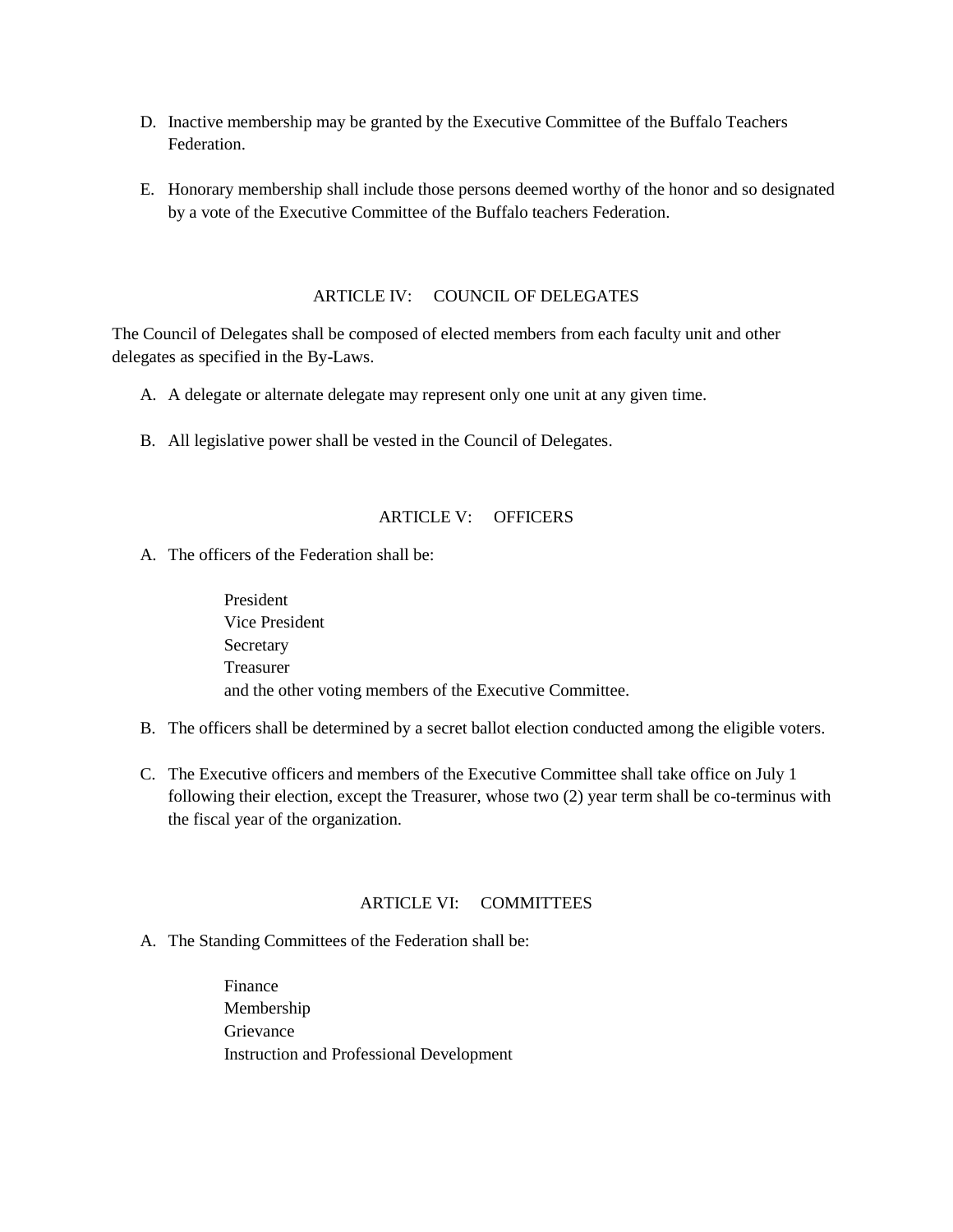D. Inactive membership may be granted by the Executive Committee of the Buffalo Teachers Federation.

E. Honorary membership shall include those persons deemed worthy of the honor and so designated by a vote of the Executive Committee of the Buffalo teachers Federation.

## ARTICLE IV: COUNCIL OF DELEGATES

The Council of Delegates shall be composed of elected members from each faculty unit and other delegates as specified in the By-Laws.

A. A delegate or alternate delegate may represent only one unit at any given time.

B. All legislative power shall be vested in the Council of Delegates.

## ARTICLE V: OFFICERS

A. The officers of the Federation shall be:

   President
   Vice President
   Secretary
   Treasurer
   and the other voting members of the Executive Committee.

B. The officers shall be determined by a secret ballot election conducted among the eligible voters.

C. The Executive officers and members of the Executive Committee shall take office on July 1 following their election, except the Treasurer, whose two (2) year term shall be co-terminus with the fiscal year of the organization.

## ARTICLE VI: COMMITTEES

A. The Standing Committees of the Federation shall be:

   Finance
   Membership
   Grievance
   Instruction and Professional Development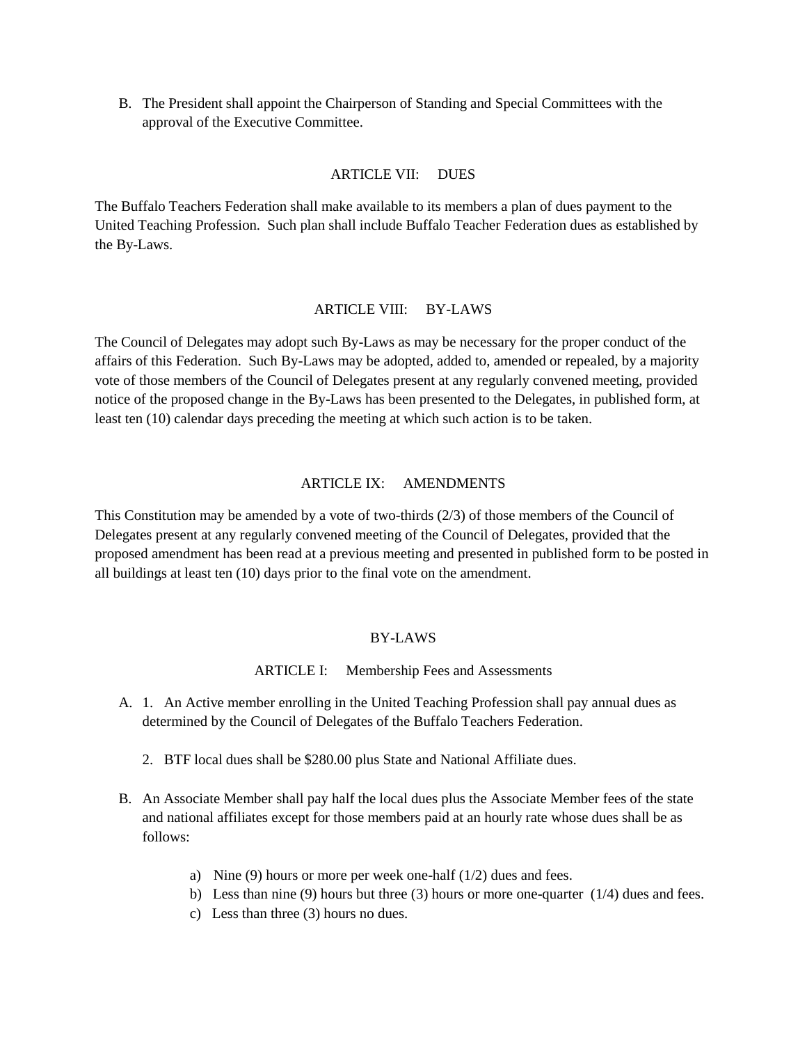B. The President shall appoint the Chairperson of Standing and Special Committees with the approval of the Executive Committee.

## ARTICLE VII: DUES

The Buffalo Teachers Federation shall make available to its members a plan of dues payment to the United Teaching Profession. Such plan shall include Buffalo Teacher Federation dues as established by the By-Laws.

## ARTICLE VIII: BY-LAWS

The Council of Delegates may adopt such By-Laws as may be necessary for the proper conduct of the affairs of this Federation. Such By-Laws may be adopted, added to, amended or repealed, by a majority vote of those members of the Council of Delegates present at any regularly convened meeting, provided notice of the proposed change in the By-Laws has been presented to the Delegates, in published form, at least ten (10) calendar days preceding the meeting at which such action is to be taken.

## ARTICLE IX: AMENDMENTS

This Constitution may be amended by a vote of two-thirds (2/3) of those members of the Council of Delegates present at any regularly convened meeting of the Council of Delegates, provided that the proposed amendment has been read at a previous meeting and presented in published form to be posted in all buildings at least ten (10) days prior to the final vote on the amendment.

# BY-LAWS

## ARTICLE I: Membership Fees and Assessments

A. 1. An Active member enrolling in the United Teaching Profession shall pay annual dues as determined by the Council of Delegates of the Buffalo Teachers Federation.

   2. BTF local dues shall be $280.00 plus State and National Affiliate dues.

B. An Associate Member shall pay half the local dues plus the Associate Member fees of the state and national affiliates except for those members paid at an hourly rate whose dues shall be as follows:

   a) Nine (9) hours or more per week one-half (1/2) dues and fees.
   b) Less than nine (9) hours but three (3) hours or more one-quarter (1/4) dues and fees.
   c) Less than three (3) hours no dues.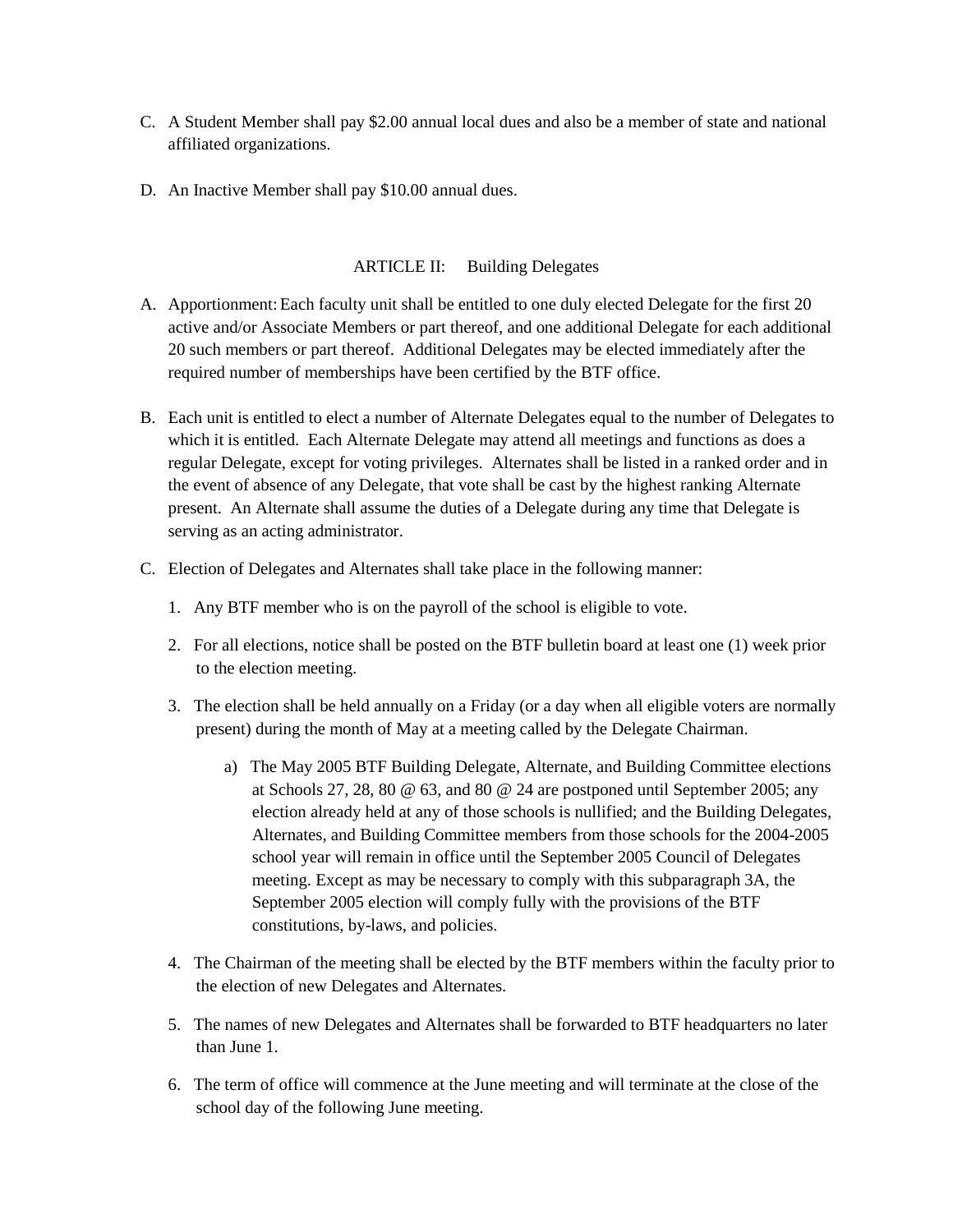C. A Student Member shall pay $2.00 annual local dues and also be a member of state and national affiliated organizations.

D. An Inactive Member shall pay $10.00 annual dues.

## ARTICLE II: Building Delegates

A. Apportionment: Each faculty unit shall be entitled to one duly elected Delegate for the first 20 active and/or Associate Members or part thereof, and one additional Delegate for each additional 20 such members or part thereof. Additional Delegates may be elected immediately after the required number of memberships have been certified by the BTF office.

B. Each unit is entitled to elect a number of Alternate Delegates equal to the number of Delegates to which it is entitled. Each Alternate Delegate may attend all meetings and functions as does a regular Delegate, except for voting privileges. Alternates shall be listed in a ranked order and in the event of absence of any Delegate, that vote shall be cast by the highest ranking Alternate present. An Alternate shall assume the duties of a Delegate during any time that Delegate is serving as an acting administrator.

C. Election of Delegates and Alternates shall take place in the following manner:

   1. Any BTF member who is on the payroll of the school is eligible to vote.

   2. For all elections, notice shall be posted on the BTF bulletin board at least one (1) week prior to the election meeting.

   3. The election shall be held annually on a Friday (or a day when all eligible voters are normally present) during the month of May at a meeting called by the Delegate Chairman.

      a) The May 2005 BTF Building Delegate, Alternate, and Building Committee elections at Schools 27, 28, 80 @ 63, and 80 @ 24 are postponed until September 2005; any election already held at any of those schools is nullified; and the Building Delegates, Alternates, and Building Committee members from those schools for the 2004-2005 school year will remain in office until the September 2005 Council of Delegates meeting. Except as may be necessary to comply with this subparagraph 3A, the September 2005 election will comply fully with the provisions of the BTF constitutions, by-laws, and policies.

   4. The Chairman of the meeting shall be elected by the BTF members within the faculty prior to the election of new Delegates and Alternates.

   5. The names of new Delegates and Alternates shall be forwarded to BTF headquarters no later than June 1.

   6. The term of office will commence at the June meeting and will terminate at the close of the school day of the following June meeting.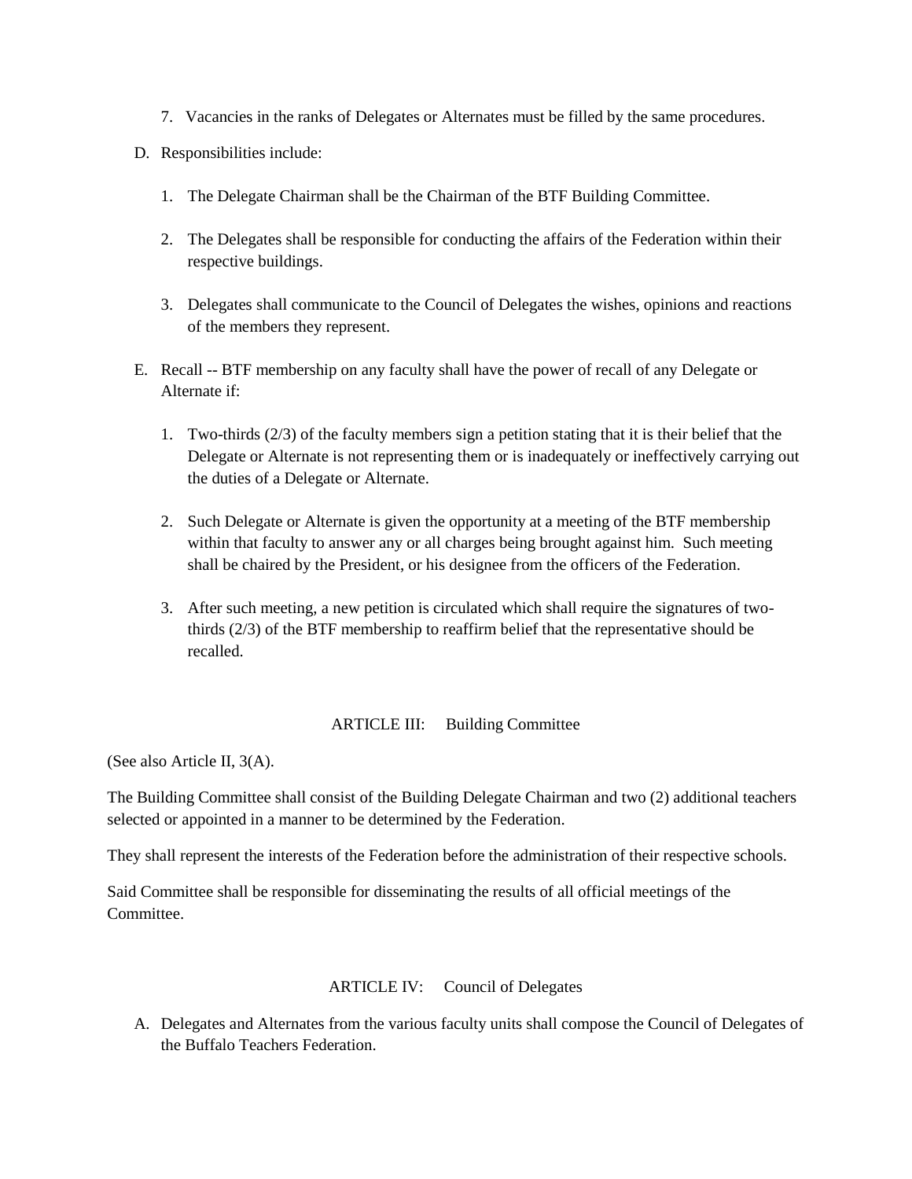7. Vacancies in the ranks of Delegates or Alternates must be filled by the same procedures.

D. Responsibilities include:

   1. The Delegate Chairman shall be the Chairman of the BTF Building Committee.

   2. The Delegates shall be responsible for conducting the affairs of the Federation within their respective buildings.

   3. Delegates shall communicate to the Council of Delegates the wishes, opinions and reactions of the members they represent.

E. Recall -- BTF membership on any faculty shall have the power of recall of any Delegate or Alternate if:

   1. Two-thirds (2/3) of the faculty members sign a petition stating that it is their belief that the Delegate or Alternate is not representing them or is inadequately or ineffectively carrying out the duties of a Delegate or Alternate.

   2. Such Delegate or Alternate is given the opportunity at a meeting of the BTF membership within that faculty to answer any or all charges being brought against him. Such meeting shall be chaired by the President, or his designee from the officers of the Federation.

   3. After such meeting, a new petition is circulated which shall require the signatures of two-thirds (2/3) of the BTF membership to reaffirm belief that the representative should be recalled.

## ARTICLE III: Building Committee

(See also Article II, 3(A).

The Building Committee shall consist of the Building Delegate Chairman and two (2) additional teachers selected or appointed in a manner to be determined by the Federation.

They shall represent the interests of the Federation before the administration of their respective schools.

Said Committee shall be responsible for disseminating the results of all official meetings of the Committee.

## ARTICLE IV: Council of Delegates

A. Delegates and Alternates from the various faculty units shall compose the Council of Delegates of the Buffalo Teachers Federation.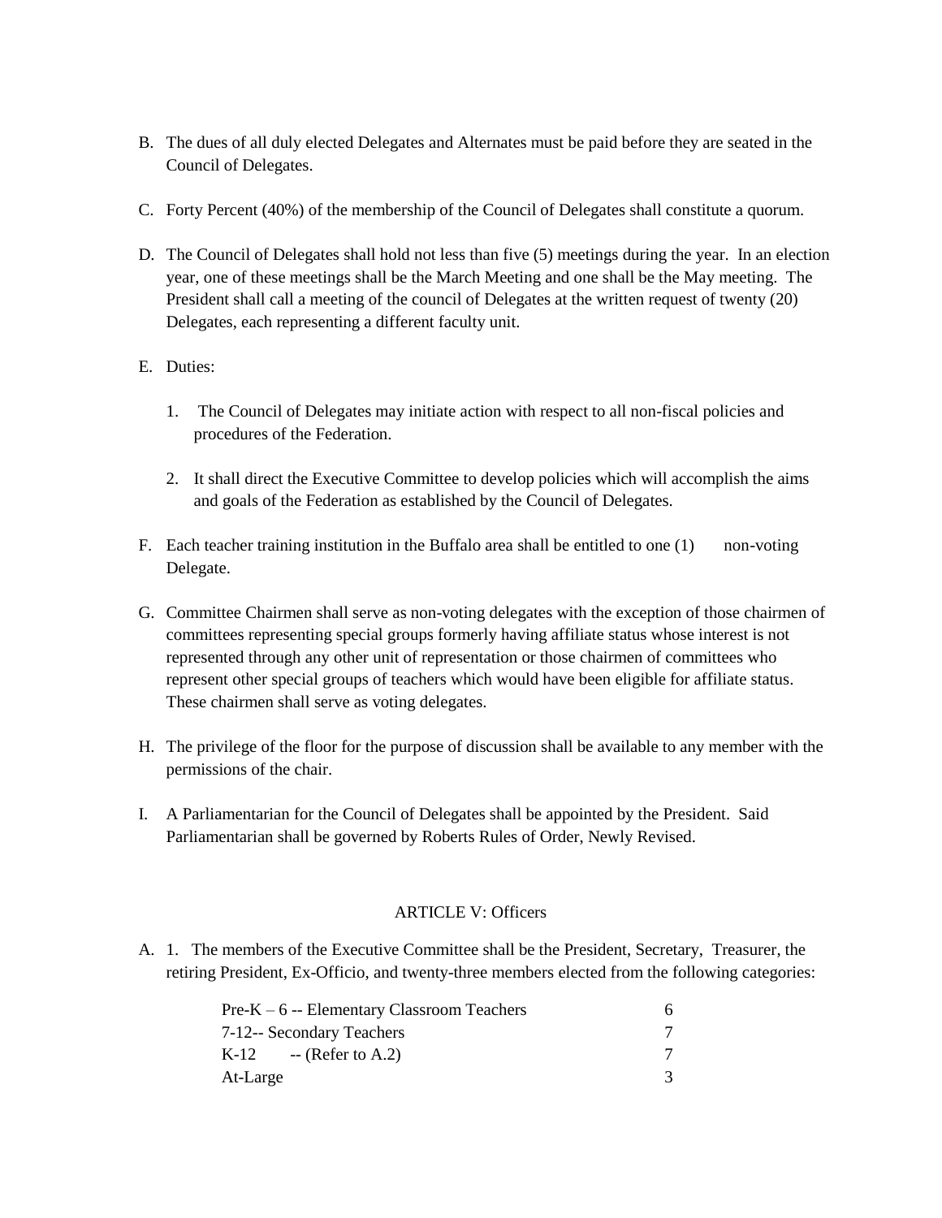B. The dues of all duly elected Delegates and Alternates must be paid before they are seated in the Council of Delegates.

C. Forty Percent (40%) of the membership of the Council of Delegates shall constitute a quorum.

D. The Council of Delegates shall hold not less than five (5) meetings during the year. In an election year, one of these meetings shall be the March Meeting and one shall be the May meeting. The President shall call a meeting of the council of Delegates at the written request of twenty (20) Delegates, each representing a different faculty unit.

E. Duties:

   1. The Council of Delegates may initiate action with respect to all non-fiscal policies and procedures of the Federation.

   2. It shall direct the Executive Committee to develop policies which will accomplish the aims and goals of the Federation as established by the Council of Delegates.

F. Each teacher training institution in the Buffalo area shall be entitled to one (1) non-voting Delegate.

G. Committee Chairmen shall serve as non-voting delegates with the exception of those chairmen of committees representing special groups formerly having affiliate status whose interest is not represented through any other unit of representation or those chairmen of committees who represent other special groups of teachers which would have been eligible for affiliate status. These chairmen shall serve as voting delegates.

H. The privilege of the floor for the purpose of discussion shall be available to any member with the permissions of the chair.

I. A Parliamentarian for the Council of Delegates shall be appointed by the President. Said Parliamentarian shall be governed by Roberts Rules of Order, Newly Revised.

## ARTICLE V: Officers

A. 1. The members of the Executive Committee shall be the President, Secretary, Treasurer, the retiring President, Ex-Officio, and twenty-three members elected from the following categories:

| | |
|---|---|
| Pre-K – 6 -- Elementary Classroom Teachers | 6 |
| 7-12-- Secondary Teachers | 7 |
| K-12 -- (Refer to A.2) | 7 |
| At-Large | 3 |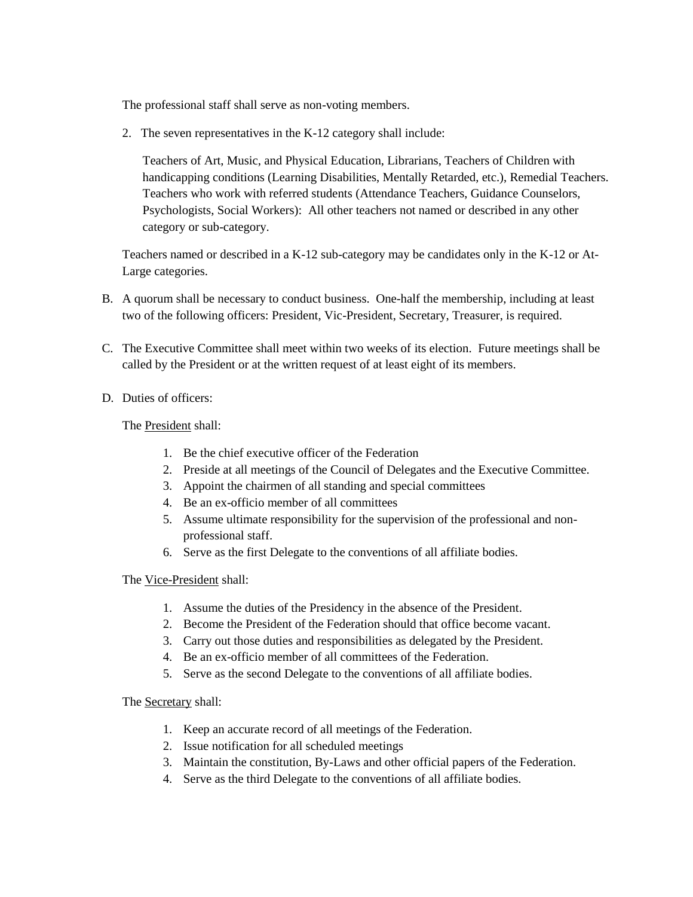The professional staff shall serve as non-voting members.

2. The seven representatives in the K-12 category shall include:

   Teachers of Art, Music, and Physical Education, Librarians, Teachers of Children with handicapping conditions (Learning Disabilities, Mentally Retarded, etc.), Remedial Teachers. Teachers who work with referred students (Attendance Teachers, Guidance Counselors, Psychologists, Social Workers): All other teachers not named or described in any other category or sub-category.

Teachers named or described in a K-12 sub-category may be candidates only in the K-12 or At-Large categories.

B. A quorum shall be necessary to conduct business. One-half the membership, including at least two of the following officers: President, Vic-President, Secretary, Treasurer, is required.

C. The Executive Committee shall meet within two weeks of its election. Future meetings shall be called by the President or at the written request of at least eight of its members.

D. Duties of officers:

   The <u>President</u> shall:

   1. Be the chief executive officer of the Federation
   2. Preside at all meetings of the Council of Delegates and the Executive Committee.
   3. Appoint the chairmen of all standing and special committees
   4. Be an ex-officio member of all committees
   5. Assume ultimate responsibility for the supervision of the professional and non-professional staff.
   6. Serve as the first Delegate to the conventions of all affiliate bodies.

   The <u>Vice-President</u> shall:

   1. Assume the duties of the Presidency in the absence of the President.
   2. Become the President of the Federation should that office become vacant.
   3. Carry out those duties and responsibilities as delegated by the President.
   4. Be an ex-officio member of all committees of the Federation.
   5. Serve as the second Delegate to the conventions of all affiliate bodies.

   The <u>Secretary</u> shall:

   1. Keep an accurate record of all meetings of the Federation.
   2. Issue notification for all scheduled meetings
   3. Maintain the constitution, By-Laws and other official papers of the Federation.
   4. Serve as the third Delegate to the conventions of all affiliate bodies.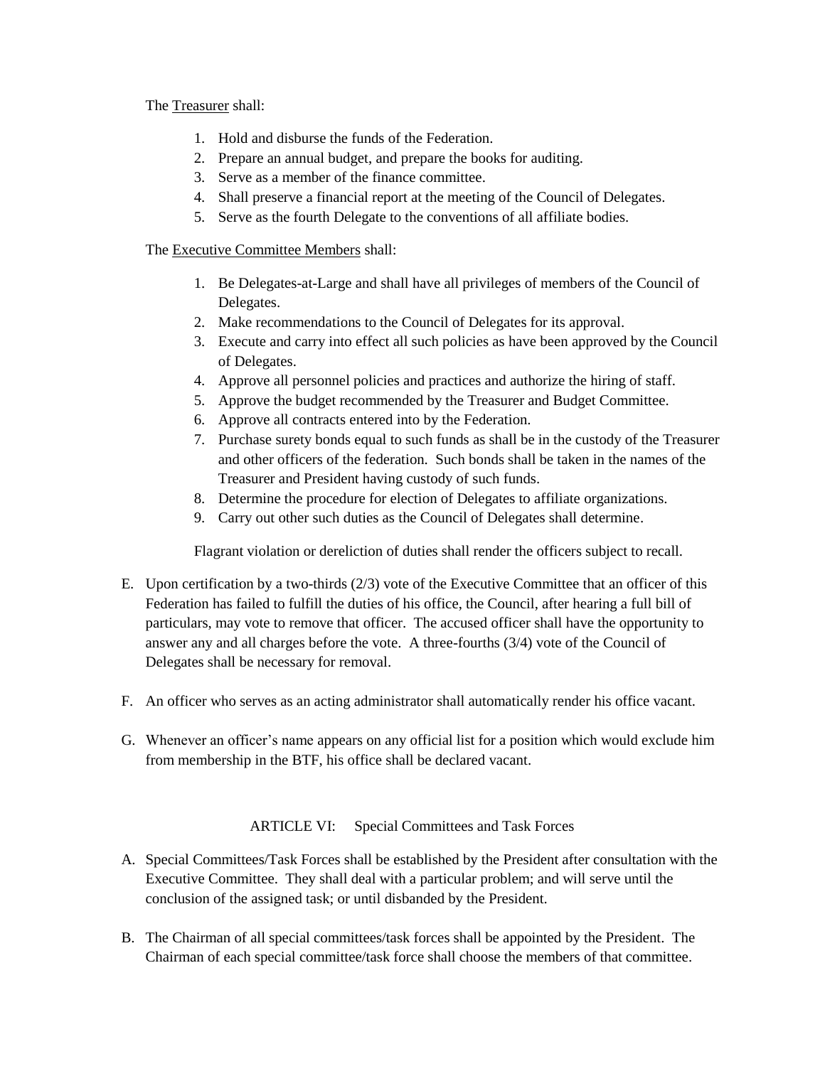The <u>Treasurer</u> shall:

1. Hold and disburse the funds of the Federation.
2. Prepare an annual budget, and prepare the books for auditing.
3. Serve as a member of the finance committee.
4. Shall preserve a financial report at the meeting of the Council of Delegates.
5. Serve as the fourth Delegate to the conventions of all affiliate bodies.

The <u>Executive Committee Members</u> shall:

1. Be Delegates-at-Large and shall have all privileges of members of the Council of Delegates.
2. Make recommendations to the Council of Delegates for its approval.
3. Execute and carry into effect all such policies as have been approved by the Council of Delegates.
4. Approve all personnel policies and practices and authorize the hiring of staff.
5. Approve the budget recommended by the Treasurer and Budget Committee.
6. Approve all contracts entered into by the Federation.
7. Purchase surety bonds equal to such funds as shall be in the custody of the Treasurer and other officers of the federation. Such bonds shall be taken in the names of the Treasurer and President having custody of such funds.
8. Determine the procedure for election of Delegates to affiliate organizations.
9. Carry out other such duties as the Council of Delegates shall determine.

Flagrant violation or dereliction of duties shall render the officers subject to recall.

E. Upon certification by a two-thirds (2/3) vote of the Executive Committee that an officer of this Federation has failed to fulfill the duties of his office, the Council, after hearing a full bill of particulars, may vote to remove that officer. The accused officer shall have the opportunity to answer any and all charges before the vote. A three-fourths (3/4) vote of the Council of Delegates shall be necessary for removal.

F. An officer who serves as an acting administrator shall automatically render his office vacant.

G. Whenever an officer's name appears on any official list for a position which would exclude him from membership in the BTF, his office shall be declared vacant.

## ARTICLE VI: Special Committees and Task Forces

A. Special Committees/Task Forces shall be established by the President after consultation with the Executive Committee. They shall deal with a particular problem; and will serve until the conclusion of the assigned task; or until disbanded by the President.

B. The Chairman of all special committees/task forces shall be appointed by the President. The Chairman of each special committee/task force shall choose the members of that committee.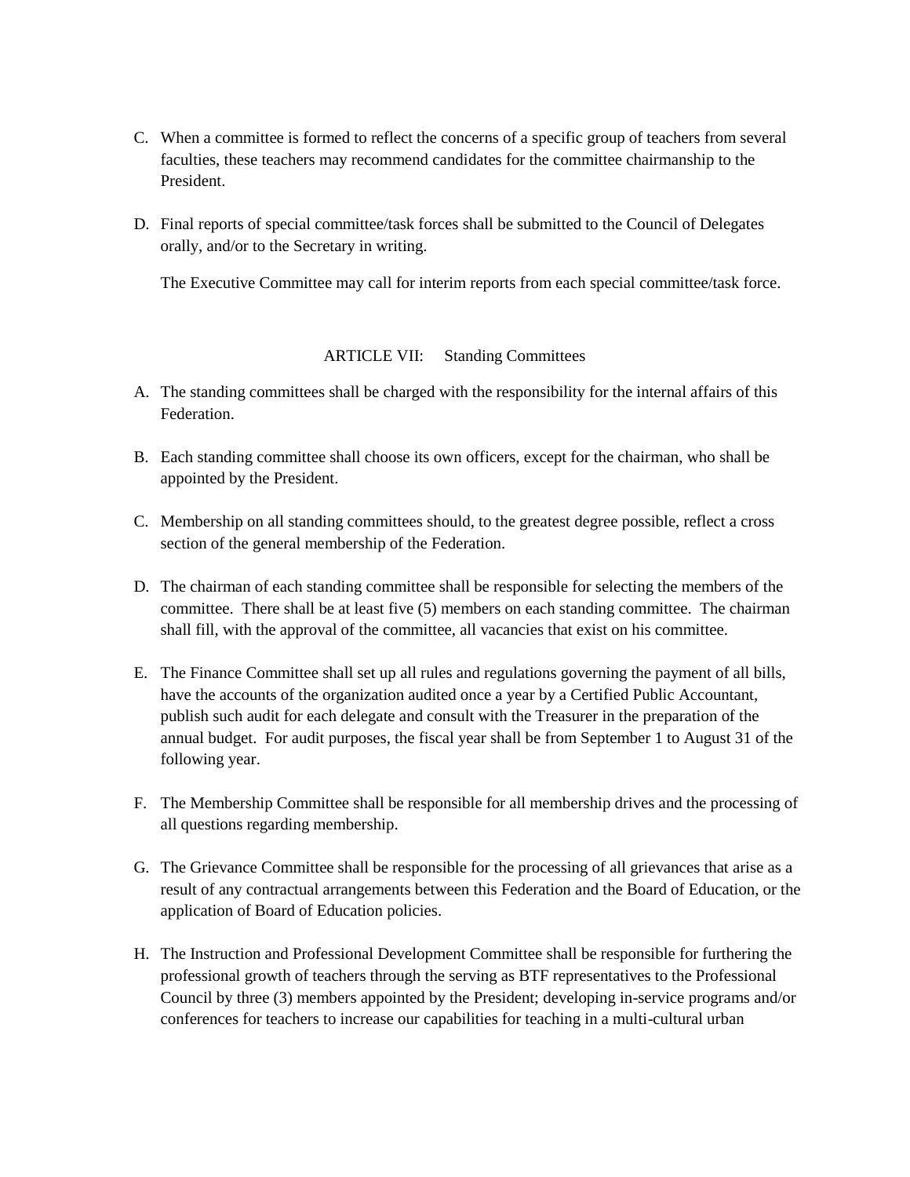C. When a committee is formed to reflect the concerns of a specific group of teachers from several faculties, these teachers may recommend candidates for the committee chairmanship to the President.

D. Final reports of special committee/task forces shall be submitted to the Council of Delegates orally, and/or to the Secretary in writing.

   The Executive Committee may call for interim reports from each special committee/task force.

## ARTICLE VII: Standing Committees

A. The standing committees shall be charged with the responsibility for the internal affairs of this Federation.

B. Each standing committee shall choose its own officers, except for the chairman, who shall be appointed by the President.

C. Membership on all standing committees should, to the greatest degree possible, reflect a cross section of the general membership of the Federation.

D. The chairman of each standing committee shall be responsible for selecting the members of the committee. There shall be at least five (5) members on each standing committee. The chairman shall fill, with the approval of the committee, all vacancies that exist on his committee.

E. The Finance Committee shall set up all rules and regulations governing the payment of all bills, have the accounts of the organization audited once a year by a Certified Public Accountant, publish such audit for each delegate and consult with the Treasurer in the preparation of the annual budget. For audit purposes, the fiscal year shall be from September 1 to August 31 of the following year.

F. The Membership Committee shall be responsible for all membership drives and the processing of all questions regarding membership.

G. The Grievance Committee shall be responsible for the processing of all grievances that arise as a result of any contractual arrangements between this Federation and the Board of Education, or the application of Board of Education policies.

H. The Instruction and Professional Development Committee shall be responsible for furthering the professional growth of teachers through the serving as BTF representatives to the Professional Council by three (3) members appointed by the President; developing in-service programs and/or conferences for teachers to increase our capabilities for teaching in a multi-cultural urban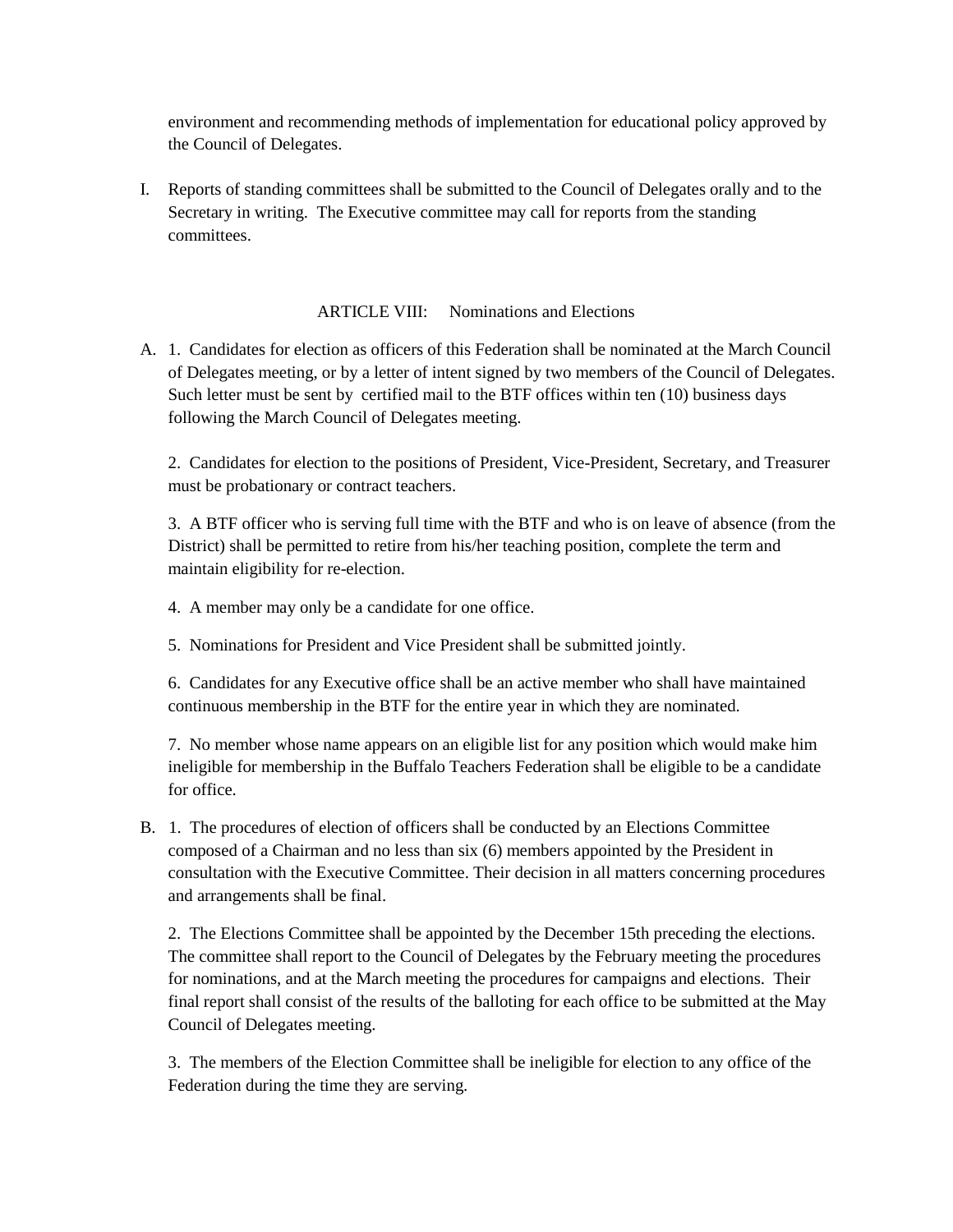environment and recommending methods of implementation for educational policy approved by the Council of Delegates.

I. Reports of standing committees shall be submitted to the Council of Delegates orally and to the Secretary in writing. The Executive committee may call for reports from the standing committees.

## ARTICLE VIII: Nominations and Elections

A. 1. Candidates for election as officers of this Federation shall be nominated at the March Council of Delegates meeting, or by a letter of intent signed by two members of the Council of Delegates. Such letter must be sent by certified mail to the BTF offices within ten (10) business days following the March Council of Delegates meeting.

2. Candidates for election to the positions of President, Vice-President, Secretary, and Treasurer must be probationary or contract teachers.

3. A BTF officer who is serving full time with the BTF and who is on leave of absence (from the District) shall be permitted to retire from his/her teaching position, complete the term and maintain eligibility for re-election.

4. A member may only be a candidate for one office.

5. Nominations for President and Vice President shall be submitted jointly.

6. Candidates for any Executive office shall be an active member who shall have maintained continuous membership in the BTF for the entire year in which they are nominated.

7. No member whose name appears on an eligible list for any position which would make him ineligible for membership in the Buffalo Teachers Federation shall be eligible to be a candidate for office.

B. 1. The procedures of election of officers shall be conducted by an Elections Committee composed of a Chairman and no less than six (6) members appointed by the President in consultation with the Executive Committee. Their decision in all matters concerning procedures and arrangements shall be final.

2. The Elections Committee shall be appointed by the December 15th preceding the elections. The committee shall report to the Council of Delegates by the February meeting the procedures for nominations, and at the March meeting the procedures for campaigns and elections. Their final report shall consist of the results of the balloting for each office to be submitted at the May Council of Delegates meeting.

3. The members of the Election Committee shall be ineligible for election to any office of the Federation during the time they are serving.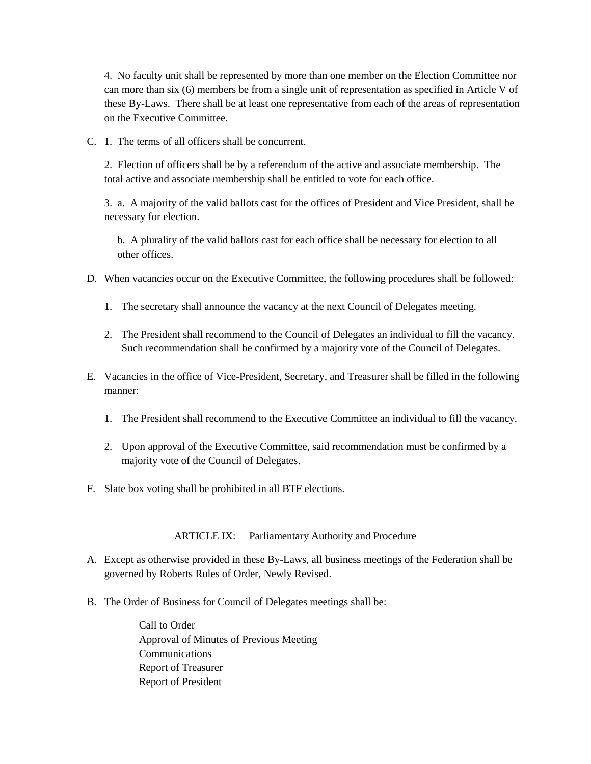4. No faculty unit shall be represented by more than one member on the Election Committee nor can more than six (6) members be from a single unit of representation as specified in Article V of these By-Laws. There shall be at least one representative from each of the areas of representation on the Executive Committee.

C. 1. The terms of all officers shall be concurrent.

   2. Election of officers shall be by a referendum of the active and associate membership. The total active and associate membership shall be entitled to vote for each office.

   3. a. A majority of the valid ballots cast for the offices of President and Vice President, shall be necessary for election.

      b. A plurality of the valid ballots cast for each office shall be necessary for election to all other offices.

D. When vacancies occur on the Executive Committee, the following procedures shall be followed:

   1. The secretary shall announce the vacancy at the next Council of Delegates meeting.

   2. The President shall recommend to the Council of Delegates an individual to fill the vacancy. Such recommendation shall be confirmed by a majority vote of the Council of Delegates.

E. Vacancies in the office of Vice-President, Secretary, and Treasurer shall be filled in the following manner:

   1. The President shall recommend to the Executive Committee an individual to fill the vacancy.

   2. Upon approval of the Executive Committee, said recommendation must be confirmed by a majority vote of the Council of Delegates.

F. Slate box voting shall be prohibited in all BTF elections.

## ARTICLE IX: Parliamentary Authority and Procedure

A. Except as otherwise provided in these By-Laws, all business meetings of the Federation shall be governed by Roberts Rules of Order, Newly Revised.

B. The Order of Business for Council of Delegates meetings shall be:

   Call to Order
   Approval of Minutes of Previous Meeting
   Communications
   Report of Treasurer
   Report of President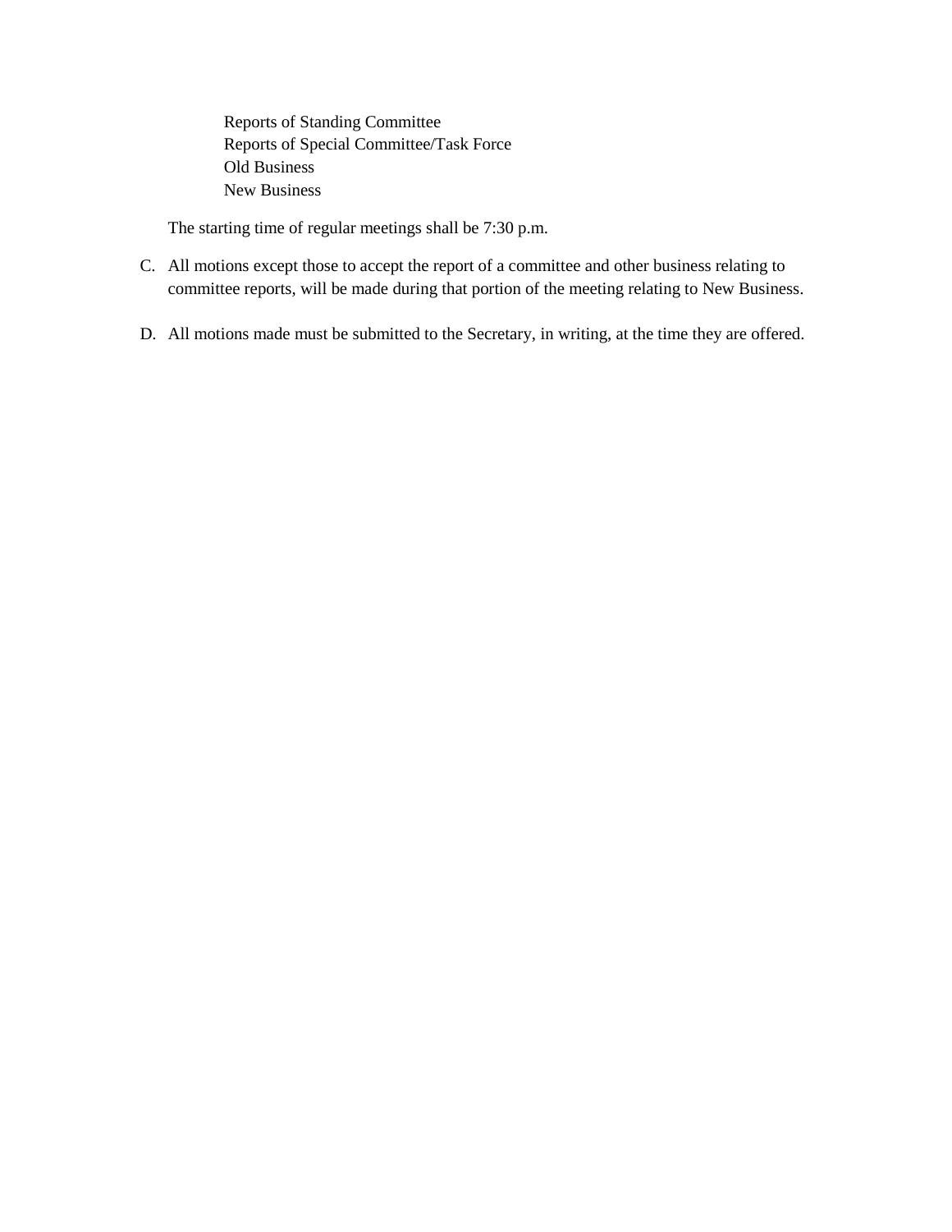Reports of Standing Committee
Reports of Special Committee/Task Force
Old Business
New Business

The starting time of regular meetings shall be 7:30 p.m.

C. All motions except those to accept the report of a committee and other business relating to committee reports, will be made during that portion of the meeting relating to New Business.

D. All motions made must be submitted to the Secretary, in writing, at the time they are offered.